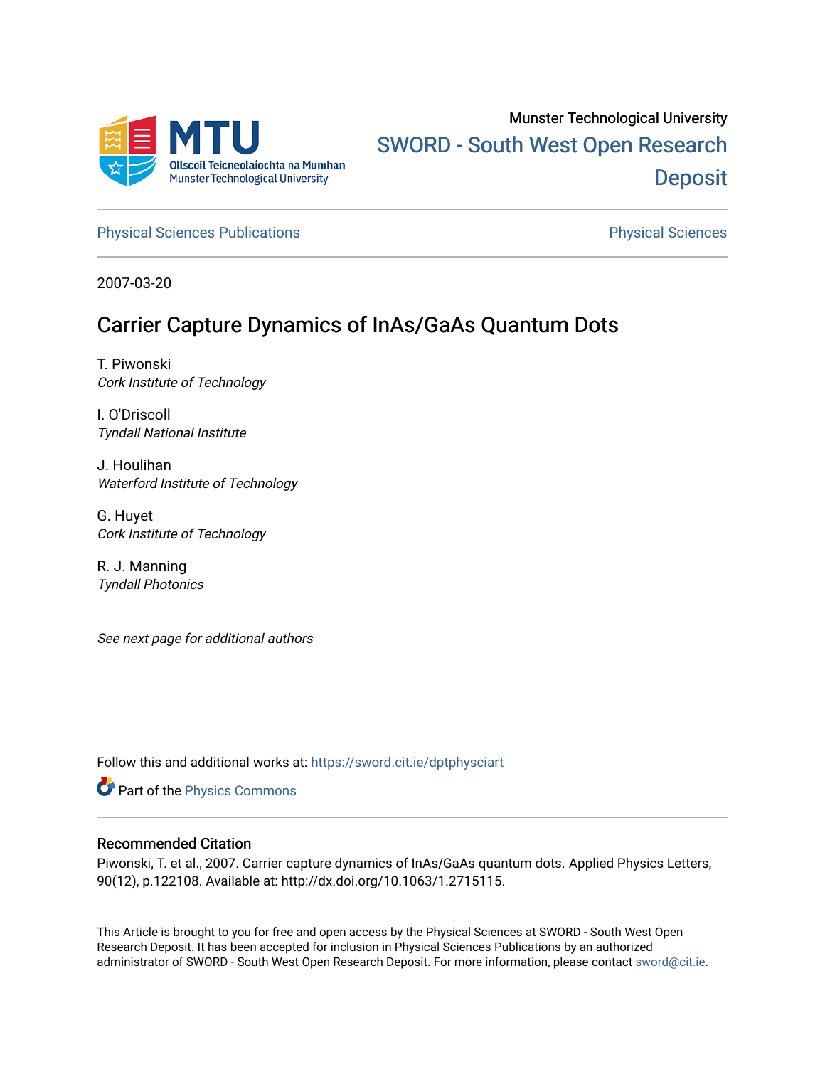Munster Technological University

SWORD - South West Open Research Deposit

Physical Sciences Publications | Physical Sciences

2007-03-20

# Carrier Capture Dynamics of InAs/GaAs Quantum Dots

T. Piwonski
*Cork Institute of Technology*

I. O'Driscoll
*Tyndall National Institute*

J. Houlihan
*Waterford Institute of Technology*

G. Huyet
*Cork Institute of Technology*

R. J. Manning
*Tyndall Photonics*

*See next page for additional authors*

Follow this and additional works at: https://sword.cit.ie/dptphysciart

Part of the Physics Commons

## Recommended Citation

Piwonski, T. et al., 2007. Carrier capture dynamics of InAs/GaAs quantum dots. Applied Physics Letters, 90(12), p.122108. Available at: http://dx.doi.org/10.1063/1.2715115.

This Article is brought to you for free and open access by the Physical Sciences at SWORD - South West Open Research Deposit. It has been accepted for inclusion in Physical Sciences Publications by an authorized administrator of SWORD - South West Open Research Deposit. For more information, please contact sword@cit.ie.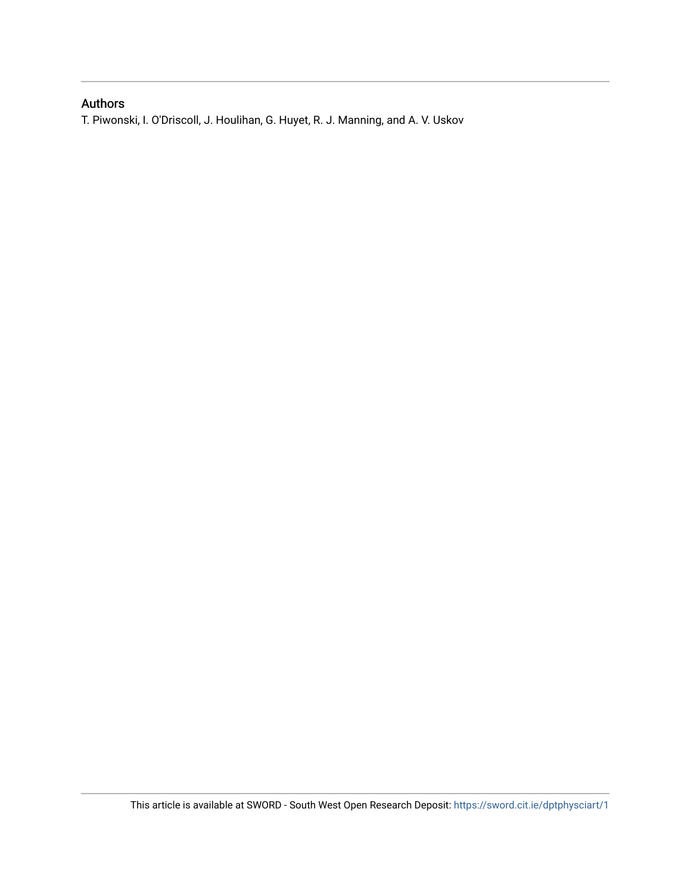## Authors

T. Piwonski, I. O'Driscoll, J. Houlihan, G. Huyet, R. J. Manning, and A. V. Uskov

This article is available at SWORD - South West Open Research Deposit: https://sword.cit.ie/dptphysciart/1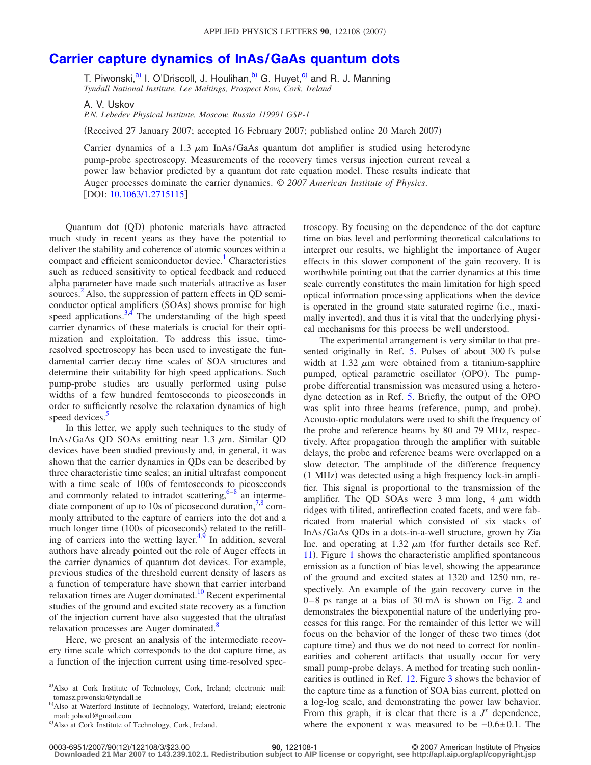# Carrier capture dynamics of InAs/GaAs quantum dots

T. Piwonski,[a)] I. O'Driscoll, J. Houlihan,[b)] G. Huyet,[c)] and R. J. Manning
*Tyndall National Institute, Lee Maltings, Prospect Row, Cork, Ireland*

A. V. Uskov
*P.N. Lebedev Physical Institute, Moscow, Russia 119991 GSP-1*

(Received 27 January 2007; accepted 16 February 2007; published online 20 March 2007)

Carrier dynamics of a 1.3 $\mu$m InAs/GaAs quantum dot amplifier is studied using heterodyne pump-probe spectroscopy. Measurements of the recovery times versus injection current reveal a power law behavior predicted by a quantum dot rate equation model. These results indicate that Auger processes dominate the carrier dynamics. © *2007 American Institute of Physics*. [DOI: 10.1063/1.2715115]

Quantum dot (QD) photonic materials have attracted much study in recent years as they have the potential to deliver the stability and coherence of atomic sources within a compact and efficient semiconductor device.[1] Characteristics such as reduced sensitivity to optical feedback and reduced alpha parameter have made such materials attractive as laser sources.[2] Also, the suppression of pattern effects in QD semiconductor optical amplifiers (SOAs) shows promise for high speed applications.[3,4] The understanding of the high speed carrier dynamics of these materials is crucial for their optimization and exploitation. To address this issue, time-resolved spectroscopy has been used to investigate the fundamental carrier decay time scales of SOA structures and determine their suitability for high speed applications. Such pump-probe studies are usually performed using pulse widths of a few hundred femtoseconds to picoseconds in order to sufficiently resolve the relaxation dynamics of high speed devices.[5]

In this letter, we apply such techniques to the study of InAs/GaAs QD SOAs emitting near 1.3 $\mu$m. Similar QD devices have been studied previously and, in general, it was shown that the carrier dynamics in QDs can be described by three characteristic time scales; an initial ultrafast component with a time scale of 100s of femtoseconds to picoseconds and commonly related to intradot scattering,[6–8] an intermediate component of up to 10s of picosecond duration,[7,8] commonly attributed to the capture of carriers into the dot and a much longer time (100s of picoseconds) related to the refilling of carriers into the wetting layer.[4,9] In addition, several authors have already pointed out the role of Auger effects in the carrier dynamics of quantum dot devices. For example, previous studies of the threshold current density of lasers as a function of temperature have shown that carrier interband relaxation times are Auger dominated.[10] Recent experimental studies of the ground and excited state recovery as a function of the injection current have also suggested that the ultrafast relaxation processes are Auger dominated.[8]

Here, we present an analysis of the intermediate recovery time scale which corresponds to the dot capture time, as a function of the injection current using time-resolved spectroscopy. By focusing on the dependence of the dot capture time on bias level and performing theoretical calculations to interpret our results, we highlight the importance of Auger effects in this slower component of the gain recovery. It is worthwhile pointing out that the carrier dynamics at this time scale currently constitutes the main limitation for high speed optical information processing applications when the device is operated in the ground state saturated regime (i.e., maximally inverted), and thus it is vital that the underlying physical mechanisms for this process be well understood.

The experimental arrangement is very similar to that presented originally in Ref. 5. Pulses of about 300 fs pulse width at 1.32 $\mu$m were obtained from a titanium-sapphire pumped, optical parametric oscillator (OPO). The pump-probe differential transmission was measured using a heterodyne detection as in Ref. 5. Briefly, the output of the OPO was split into three beams (reference, pump, and probe). Acousto-optic modulators were used to shift the frequency of the probe and reference beams by 80 and 79 MHz, respectively. After propagation through the amplifier with suitable delays, the probe and reference beams were overlapped on a slow detector. The amplitude of the difference frequency (1 MHz) was detected using a high frequency lock-in amplifier. This signal is proportional to the transmission of the amplifier. The QD SOAs were 3 mm long, 4 $\mu$m width ridges with tilted, antireflection coated facets, and were fabricated from material which consisted of six stacks of InAs/GaAs QDs in a dots-in-a-well structure, grown by Zia Inc. and operating at 1.32 $\mu$m (for further details see Ref. 11). Figure 1 shows the characteristic amplified spontaneous emission as a function of bias level, showing the appearance of the ground and excited states at 1320 and 1250 nm, respectively. An example of the gain recovery curve in the 0–8 ps range at a bias of 30 mA is shown on Fig. 2 and demonstrates the biexponential nature of the underlying processes for this range. For the remainder of this letter we will focus on the behavior of the longer of these two times (dot capture time) and thus we do not need to correct for nonlinearities and coherent artifacts that usually occur for very small pump-probe delays. A method for treating such nonlinearities is outlined in Ref. 12. Figure 3 shows the behavior of the capture time as a function of SOA bias current, plotted on a log-log scale, and demonstrating the power law behavior. From this graph, it is clear that there is a $J^x$ dependence, where the exponent $x$ was measured to be $-0.6\pm0.1$. The

a)Also at Cork Institute of Technology, Cork, Ireland; electronic mail: tomasz.piwonski@tyndall.ie

b)Also at Waterford Institute of Technology, Waterford, Ireland; electronic mail: johoul@gmail.com

c)Also at Cork Institute of Technology, Cork, Ireland.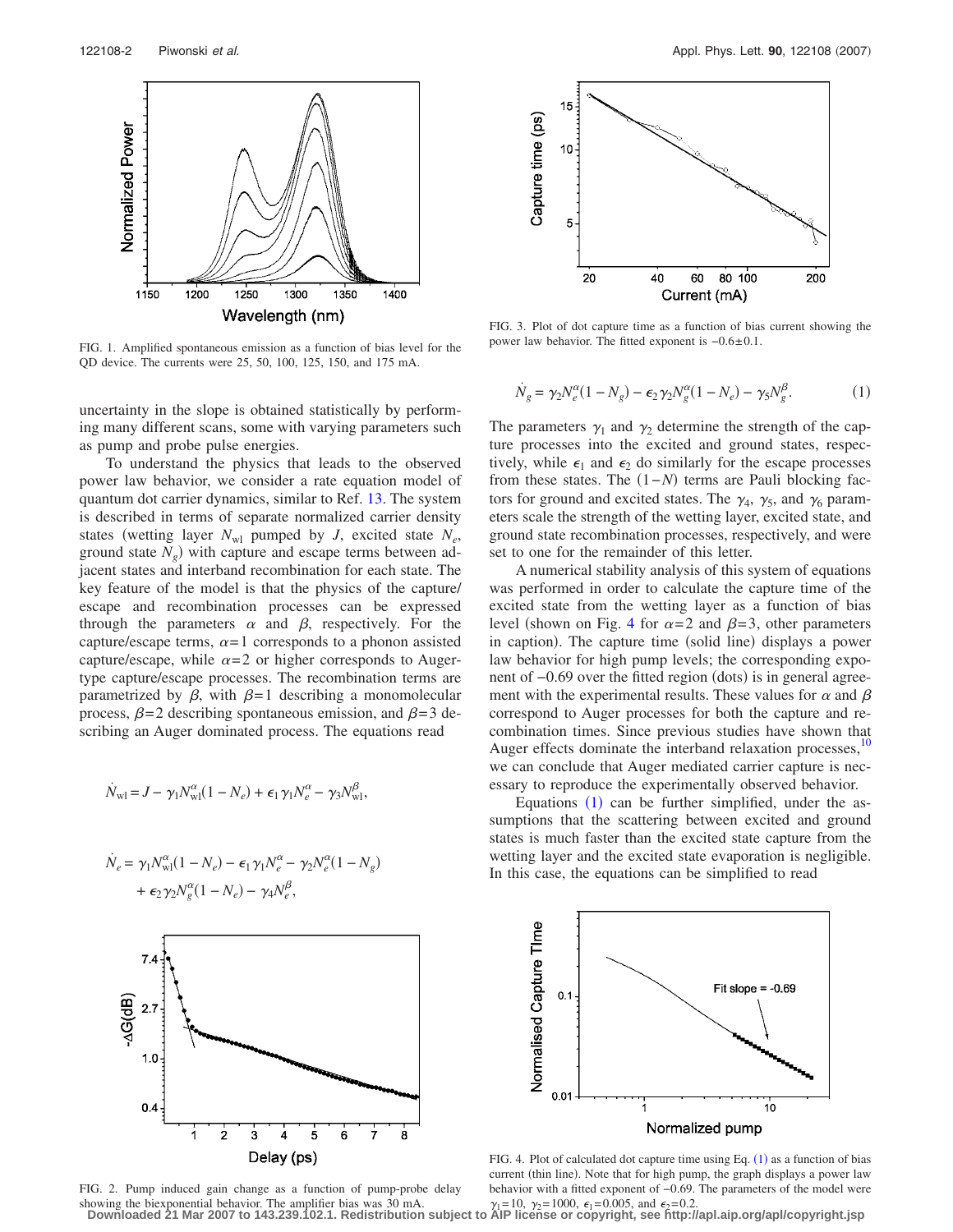FIG. 1. Amplified spontaneous emission as a function of bias level for the QD device. The currents were 25, 50, 100, 125, 150, and 175 mA.

uncertainty in the slope is obtained statistically by performing many different scans, some with varying parameters such as pump and probe pulse energies.

To understand the physics that leads to the observed power law behavior, we consider a rate equation model of quantum dot carrier dynamics, similar to Ref. 13. The system is described in terms of separate normalized carrier density states (wetting layer $N_{\mathrm{wl}}$ pumped by $J$, excited state $N_e$, ground state $N_g$) with capture and escape terms between adjacent states and interband recombination for each state. The key feature of the model is that the physics of the capture/escape and recombination processes can be expressed through the parameters $\alpha$ and $\beta$, respectively. For the capture/escape terms, $\alpha=1$ corresponds to a phonon assisted capture/escape, while $\alpha=2$ or higher corresponds to Auger-type capture/escape processes. The recombination terms are parametrized by $\beta$, with $\beta=1$ describing a monomolecular process, $\beta=2$ describing spontaneous emission, and $\beta=3$ describing an Auger dominated process. The equations read

$$\dot{N}_{\mathrm{wl}} = J - \gamma_1 N_{\mathrm{wl}}^{\alpha}(1-N_e) + \epsilon_1 \gamma_1 N_e^{\alpha} - \gamma_3 N_{\mathrm{wl}}^{\beta},$$

$$\dot{N}_e = \gamma_1 N_{\mathrm{wl}}^{\alpha}(1-N_e) - \epsilon_1 \gamma_1 N_e^{\alpha} - \gamma_2 N_e^{\alpha}(1-N_g) + \epsilon_2 \gamma_2 N_g^{\alpha}(1-N_e) - \gamma_4 N_e^{\beta},$$

$$\dot{N}_g = \gamma_2 N_e^{\alpha}(1-N_g) - \epsilon_2 \gamma_2 N_g^{\alpha}(1-N_e) - \gamma_5 N_g^{\beta}. \tag{1}$$

The parameters $\gamma_1$ and $\gamma_2$ determine the strength of the capture processes into the excited and ground states, respectively, while $\epsilon_1$ and $\epsilon_2$ do similarly for the escape processes from these states. The $(1-N)$ terms are Pauli blocking factors for ground and excited states. The $\gamma_4$, $\gamma_5$, and $\gamma_6$ parameters scale the strength of the wetting layer, excited state, and ground state recombination processes, respectively, and were set to one for the remainder of this letter.

A numerical stability analysis of this system of equations was performed in order to calculate the capture time of the excited state from the wetting layer as a function of bias level (shown on Fig. 4 for $\alpha=2$ and $\beta=3$, other parameters in caption). The capture time (solid line) displays a power law behavior for high pump levels; the corresponding exponent of $-0.69$ over the fitted region (dots) is in general agreement with the experimental results. These values for $\alpha$ and $\beta$ correspond to Auger processes for both the capture and recombination times. Since previous studies have shown that Auger effects dominate the interband relaxation processes,[10] we can conclude that Auger mediated carrier capture is necessary to reproduce the experimentally observed behavior.

Equations (1) can be further simplified, under the assumptions that the scattering between excited and ground states is much faster than the excited state capture from the wetting layer and the excited state evaporation is negligible. In this case, the equations can be simplified to read

FIG. 2. Pump induced gain change as a function of pump-probe delay showing the biexponential behavior. The amplifier bias was 30 mA.

FIG. 3. Plot of dot capture time as a function of bias current showing the power law behavior. The fitted exponent is $-0.6\pm0.1$.

FIG. 4. Plot of calculated dot capture time using Eq. (1) as a function of bias current (thin line). Note that for high pump, the graph displays a power law behavior with a fitted exponent of $-0.69$. The parameters of the model were $\gamma_1=10$, $\gamma_2=1000$, $\epsilon_1=0.005$, and $\epsilon_2=0.2$.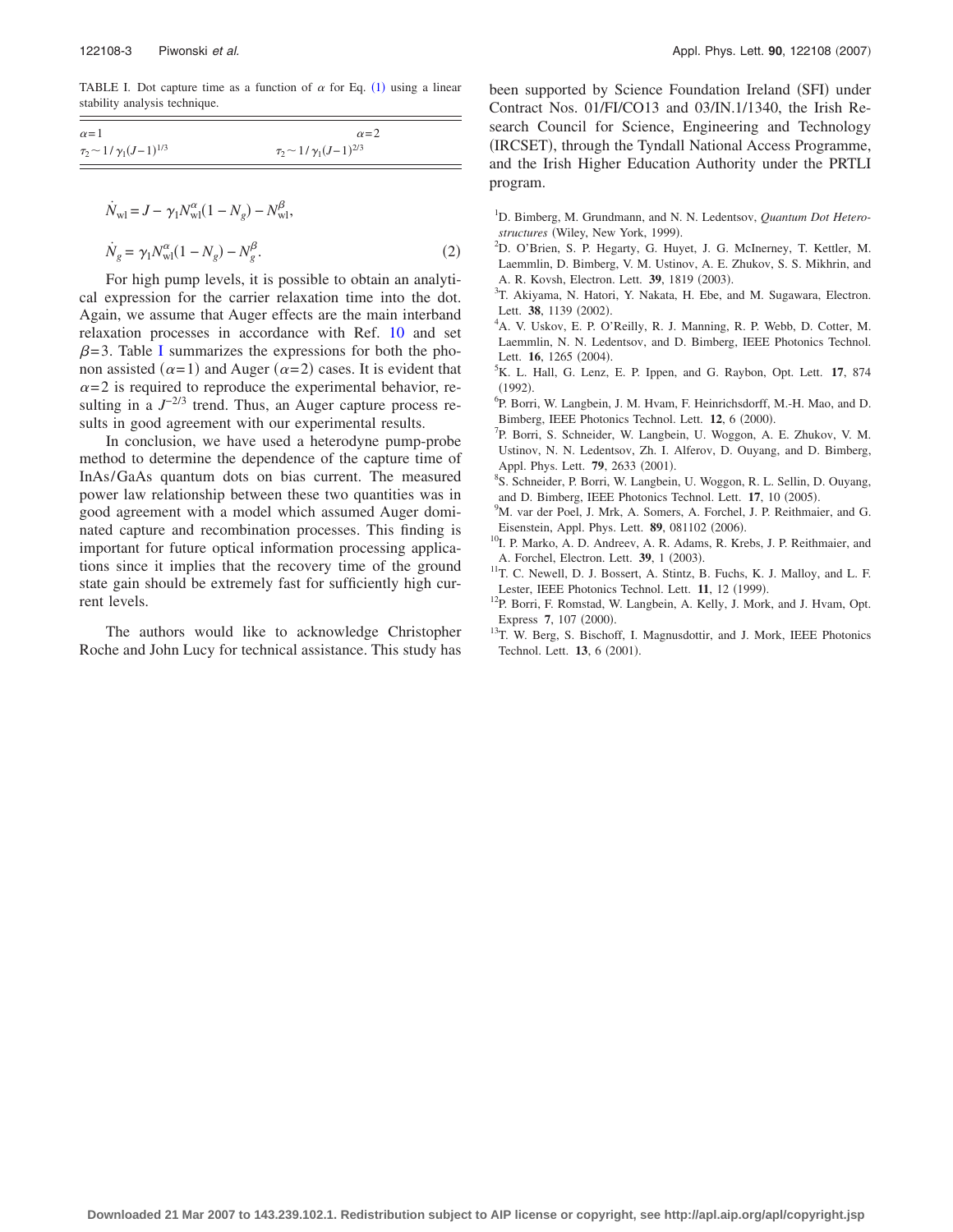TABLE I. Dot capture time as a function of $\alpha$ for Eq. (1) using a linear stability analysis technique.

| $\alpha=1$ | $\alpha=2$ |
|---|---|
| $\tau_2 \sim 1/\gamma_1(J-1)^{1/3}$ | $\tau_2 \sim 1/\gamma_1(J-1)^{2/3}$ |

$$\dot{N}_{\mathrm{wl}} = J - \gamma_1 N_{\mathrm{wl}}^{\alpha}(1-N_g) - N_{\mathrm{wl}}^{\beta},$$

$$\dot{N}_g = \gamma_1 N_{\mathrm{wl}}^{\alpha}(1-N_g) - N_g^{\beta}. \tag{2}$$

For high pump levels, it is possible to obtain an analytical expression for the carrier relaxation time into the dot. Again, we assume that Auger effects are the main interband relaxation processes in accordance with Ref. 10 and set $\beta=3$. Table I summarizes the expressions for both the phonon assisted ($\alpha=1$) and Auger ($\alpha=2$) cases. It is evident that $\alpha=2$ is required to reproduce the experimental behavior, resulting in a $J^{-2/3}$ trend. Thus, an Auger capture process results in good agreement with our experimental results.

In conclusion, we have used a heterodyne pump-probe method to determine the dependence of the capture time of InAs/GaAs quantum dots on bias current. The measured power law relationship between these two quantities was in good agreement with a model which assumed Auger dominated capture and recombination processes. This finding is important for future optical information processing applications since it implies that the recovery time of the ground state gain should be extremely fast for sufficiently high current levels.

The authors would like to acknowledge Christopher Roche and John Lucy for technical assistance. This study has been supported by Science Foundation Ireland (SFI) under Contract Nos. 01/FI/CO13 and 03/IN.1/1340, the Irish Research Council for Science, Engineering and Technology (IRCSET), through the Tyndall National Access Programme, and the Irish Higher Education Authority under the PRTLI program.

[1] D. Bimberg, M. Grundmann, and N. N. Ledentsov, *Quantum Dot Heterostructures* (Wiley, New York, 1999).

[2] D. O'Brien, S. P. Hegarty, G. Huyet, J. G. McInerney, T. Kettler, M. Laemmlin, D. Bimberg, V. M. Ustinov, A. E. Zhukov, S. S. Mikhrin, and A. R. Kovsh, Electron. Lett. **39**, 1819 (2003).

[3] T. Akiyama, N. Hatori, Y. Nakata, H. Ebe, and M. Sugawara, Electron. Lett. **38**, 1139 (2002).

[4] A. V. Uskov, E. P. O'Reilly, R. J. Manning, R. P. Webb, D. Cotter, M. Laemmlin, N. N. Ledentsov, and D. Bimberg, IEEE Photonics Technol. Lett. **16**, 1265 (2004).

[5] K. L. Hall, G. Lenz, E. P. Ippen, and G. Raybon, Opt. Lett. **17**, 874 (1992).

[6] P. Borri, W. Langbein, J. M. Hvam, F. Heinrichsdorff, M.-H. Mao, and D. Bimberg, IEEE Photonics Technol. Lett. **12**, 6 (2000).

[7] P. Borri, S. Schneider, W. Langbein, U. Woggon, A. E. Zhukov, V. M. Ustinov, N. N. Ledentsov, Zh. I. Alferov, D. Ouyang, and D. Bimberg, Appl. Phys. Lett. **79**, 2633 (2001).

[8] S. Schneider, P. Borri, W. Langbein, U. Woggon, R. L. Sellin, D. Ouyang, and D. Bimberg, IEEE Photonics Technol. Lett. **17**, 10 (2005).

[9] M. var der Poel, J. Mrk, A. Somers, A. Forchel, J. P. Reithmaier, and G. Eisenstein, Appl. Phys. Lett. **89**, 081102 (2006).

[10] I. P. Marko, A. D. Andreev, A. R. Adams, R. Krebs, J. P. Reithmaier, and A. Forchel, Electron. Lett. **39**, 1 (2003).

[11] T. C. Newell, D. J. Bossert, A. Stintz, B. Fuchs, K. J. Malloy, and L. F. Lester, IEEE Photonics Technol. Lett. **11**, 12 (1999).

[12] P. Borri, F. Romstad, W. Langbein, A. Kelly, J. Mork, and J. Hvam, Opt. Express **7**, 107 (2000).

[13] T. W. Berg, S. Bischoff, I. Magnusdottir, and J. Mork, IEEE Photonics Technol. Lett. **13**, 6 (2001).